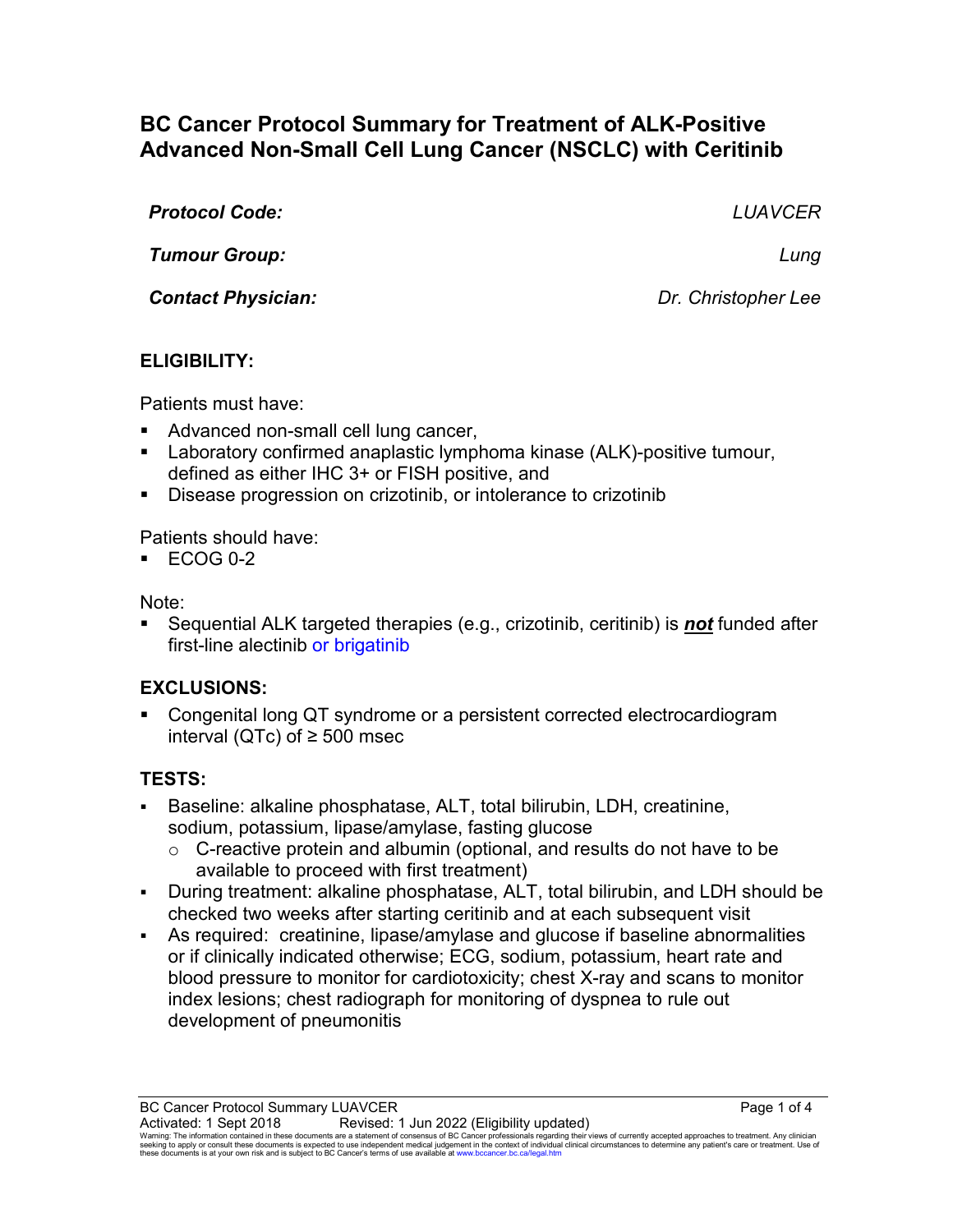# BC Cancer Protocol Summary for Treatment of ALK-Positive Advanced Non-Small Cell Lung Cancer (NSCLC) with Ceritinib

**_Protocol Code:_** _LUAVCER_

**_Tumour Group:_** _Lung_

**_Contact Physician:_** _Dr. Christopher Lee_

## ELIGIBILITY:

Patients must have:

- Advanced non-small cell lung cancer,
- Laboratory confirmed anaplastic lymphoma kinase (ALK)-positive tumour, defined as either IHC 3+ or FISH positive, and
- Disease progression on crizotinib, or intolerance to crizotinib

Patients should have:

- ECOG 0-2

Note:

- Sequential ALK targeted therapies (e.g., crizotinib, ceritinib) is **_not_** funded after first-line alectinib or brigatinib

## EXCLUSIONS:

- Congenital long QT syndrome or a persistent corrected electrocardiogram interval (QTc) of ≥ 500 msec

## TESTS:

- Baseline: alkaline phosphatase, ALT, total bilirubin, LDH, creatinine, sodium, potassium, lipase/amylase, fasting glucose
  - C-reactive protein and albumin (optional, and results do not have to be available to proceed with first treatment)
- During treatment: alkaline phosphatase, ALT, total bilirubin, and LDH should be checked two weeks after starting ceritinib and at each subsequent visit
- As required: creatinine, lipase/amylase and glucose if baseline abnormalities or if clinically indicated otherwise; ECG, sodium, potassium, heart rate and blood pressure to monitor for cardiotoxicity; chest X-ray and scans to monitor index lesions; chest radiograph for monitoring of dyspnea to rule out development of pneumonitis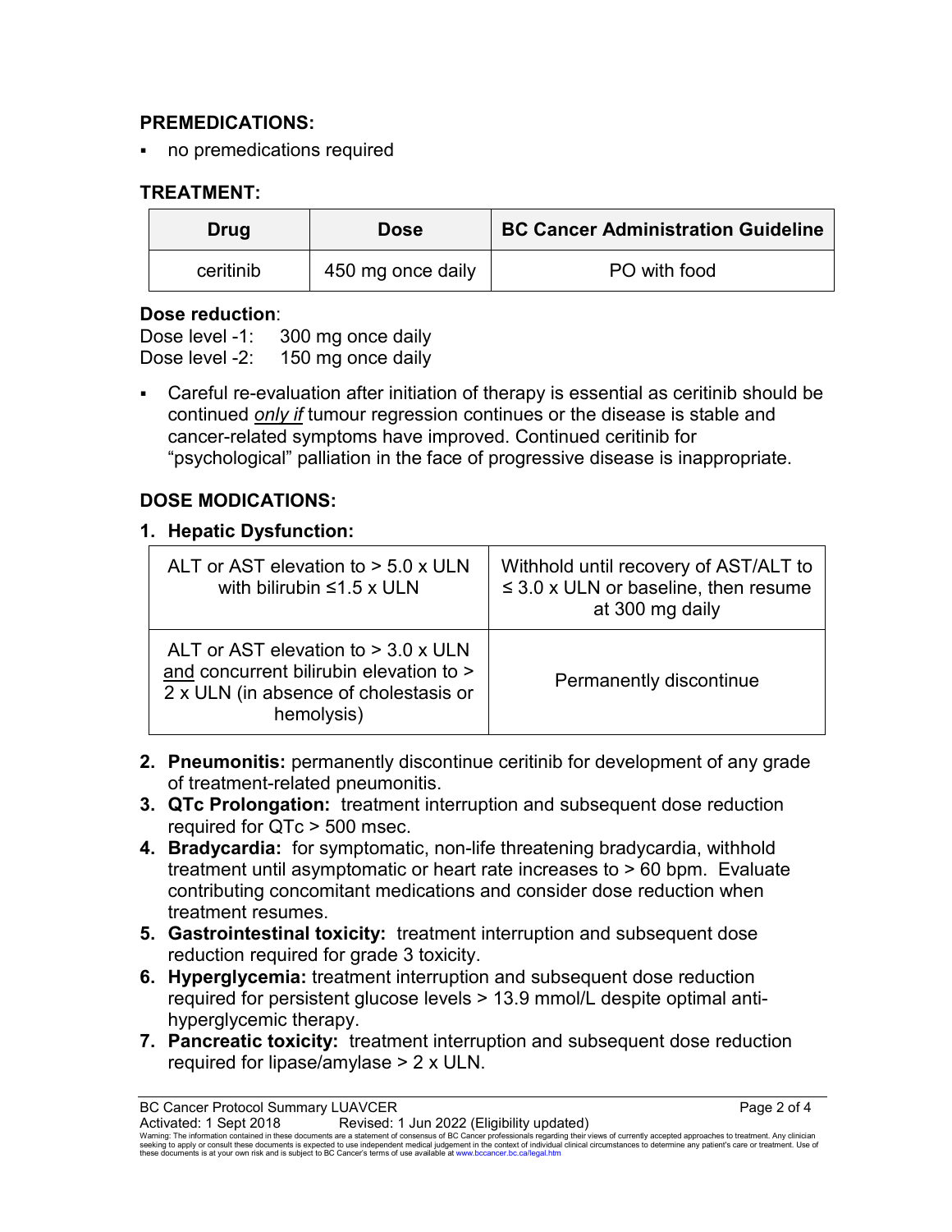## PREMEDICATIONS:

- no premedications required

## TREATMENT:

| Drug | Dose | BC Cancer Administration Guideline |
|---|---|---|
| ceritinib | 450 mg once daily | PO with food |

**Dose reduction**:
Dose level -1: 300 mg once daily
Dose level -2: 150 mg once daily

- Careful re-evaluation after initiation of therapy is essential as ceritinib should be continued *only if* tumour regression continues or the disease is stable and cancer-related symptoms have improved. Continued ceritinib for "psychological" palliation in the face of progressive disease is inappropriate.

## DOSE MODICATIONS:

**1. Hepatic Dysfunction:**

| | |
|---|---|
| ALT or AST elevation to > 5.0 x ULN with bilirubin ≤1.5 x ULN | Withhold until recovery of AST/ALT to ≤ 3.0 x ULN or baseline, then resume at 300 mg daily |
| ALT or AST elevation to > 3.0 x ULN and concurrent bilirubin elevation to > 2 x ULN (in absence of cholestasis or hemolysis) | Permanently discontinue |

2. **Pneumonitis:** permanently discontinue ceritinib for development of any grade of treatment-related pneumonitis.
3. **QTc Prolongation:** treatment interruption and subsequent dose reduction required for QTc > 500 msec.
4. **Bradycardia:** for symptomatic, non-life threatening bradycardia, withhold treatment until asymptomatic or heart rate increases to > 60 bpm. Evaluate contributing concomitant medications and consider dose reduction when treatment resumes.
5. **Gastrointestinal toxicity:** treatment interruption and subsequent dose reduction required for grade 3 toxicity.
6. **Hyperglycemia:** treatment interruption and subsequent dose reduction required for persistent glucose levels > 13.9 mmol/L despite optimal anti-hyperglycemic therapy.
7. **Pancreatic toxicity:** treatment interruption and subsequent dose reduction required for lipase/amylase > 2 x ULN.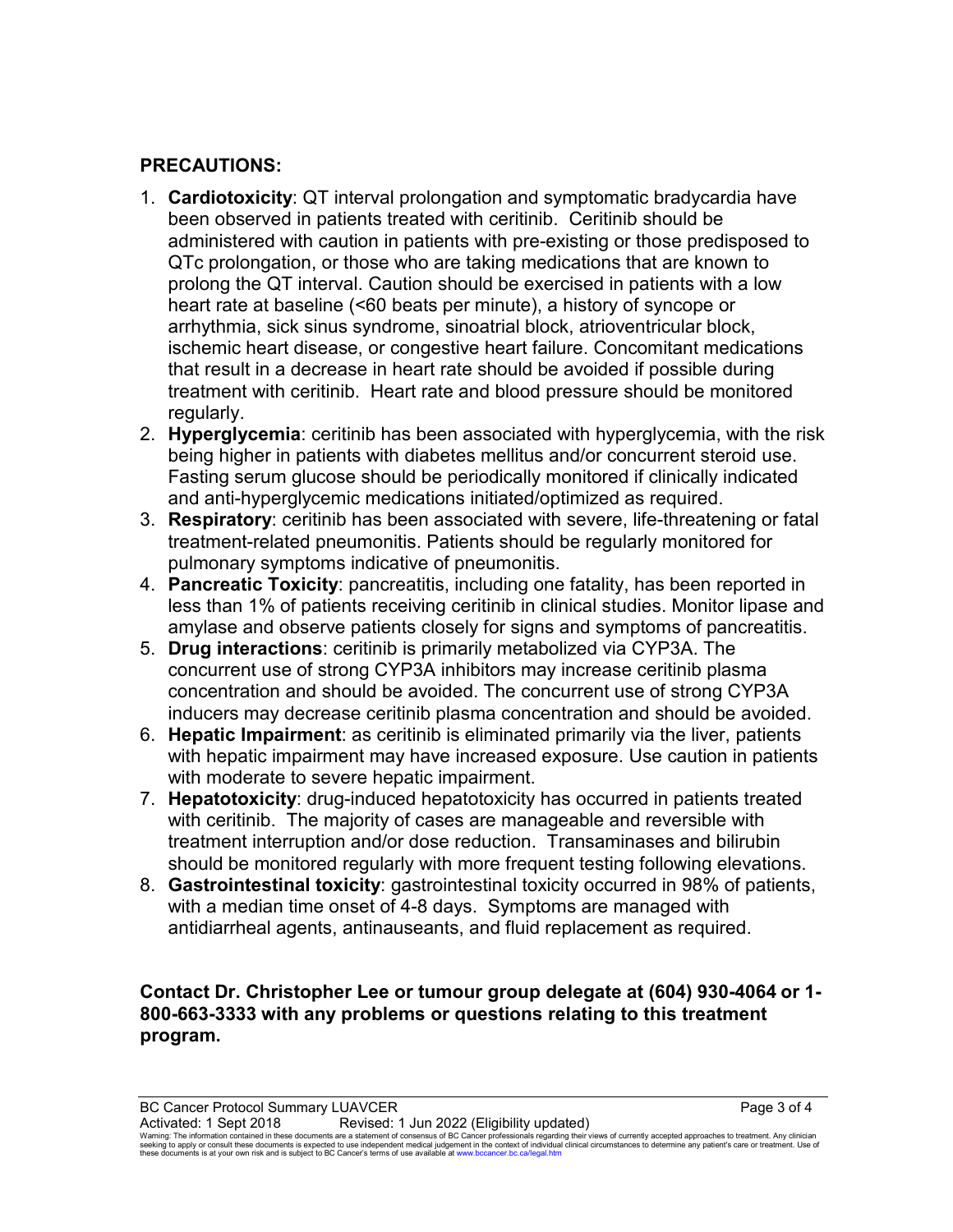**PRECAUTIONS:**

1. **Cardiotoxicity**: QT interval prolongation and symptomatic bradycardia have been observed in patients treated with ceritinib. Ceritinib should be administered with caution in patients with pre-existing or those predisposed to QTc prolongation, or those who are taking medications that are known to prolong the QT interval. Caution should be exercised in patients with a low heart rate at baseline (<60 beats per minute), a history of syncope or arrhythmia, sick sinus syndrome, sinoatrial block, atrioventricular block, ischemic heart disease, or congestive heart failure. Concomitant medications that result in a decrease in heart rate should be avoided if possible during treatment with ceritinib. Heart rate and blood pressure should be monitored regularly.
2. **Hyperglycemia**: ceritinib has been associated with hyperglycemia, with the risk being higher in patients with diabetes mellitus and/or concurrent steroid use. Fasting serum glucose should be periodically monitored if clinically indicated and anti-hyperglycemic medications initiated/optimized as required.
3. **Respiratory**: ceritinib has been associated with severe, life-threatening or fatal treatment-related pneumonitis. Patients should be regularly monitored for pulmonary symptoms indicative of pneumonitis.
4. **Pancreatic Toxicity**: pancreatitis, including one fatality, has been reported in less than 1% of patients receiving ceritinib in clinical studies. Monitor lipase and amylase and observe patients closely for signs and symptoms of pancreatitis.
5. **Drug interactions**: ceritinib is primarily metabolized via CYP3A. The concurrent use of strong CYP3A inhibitors may increase ceritinib plasma concentration and should be avoided. The concurrent use of strong CYP3A inducers may decrease ceritinib plasma concentration and should be avoided.
6. **Hepatic Impairment**: as ceritinib is eliminated primarily via the liver, patients with hepatic impairment may have increased exposure. Use caution in patients with moderate to severe hepatic impairment.
7. **Hepatotoxicity**: drug-induced hepatotoxicity has occurred in patients treated with ceritinib. The majority of cases are manageable and reversible with treatment interruption and/or dose reduction. Transaminases and bilirubin should be monitored regularly with more frequent testing following elevations.
8. **Gastrointestinal toxicity**: gastrointestinal toxicity occurred in 98% of patients, with a median time onset of 4-8 days. Symptoms are managed with antidiarrheal agents, antinauseants, and fluid replacement as required.

**Contact Dr. Christopher Lee or tumour group delegate at (604) 930-4064 or 1-800-663-3333 with any problems or questions relating to this treatment program.**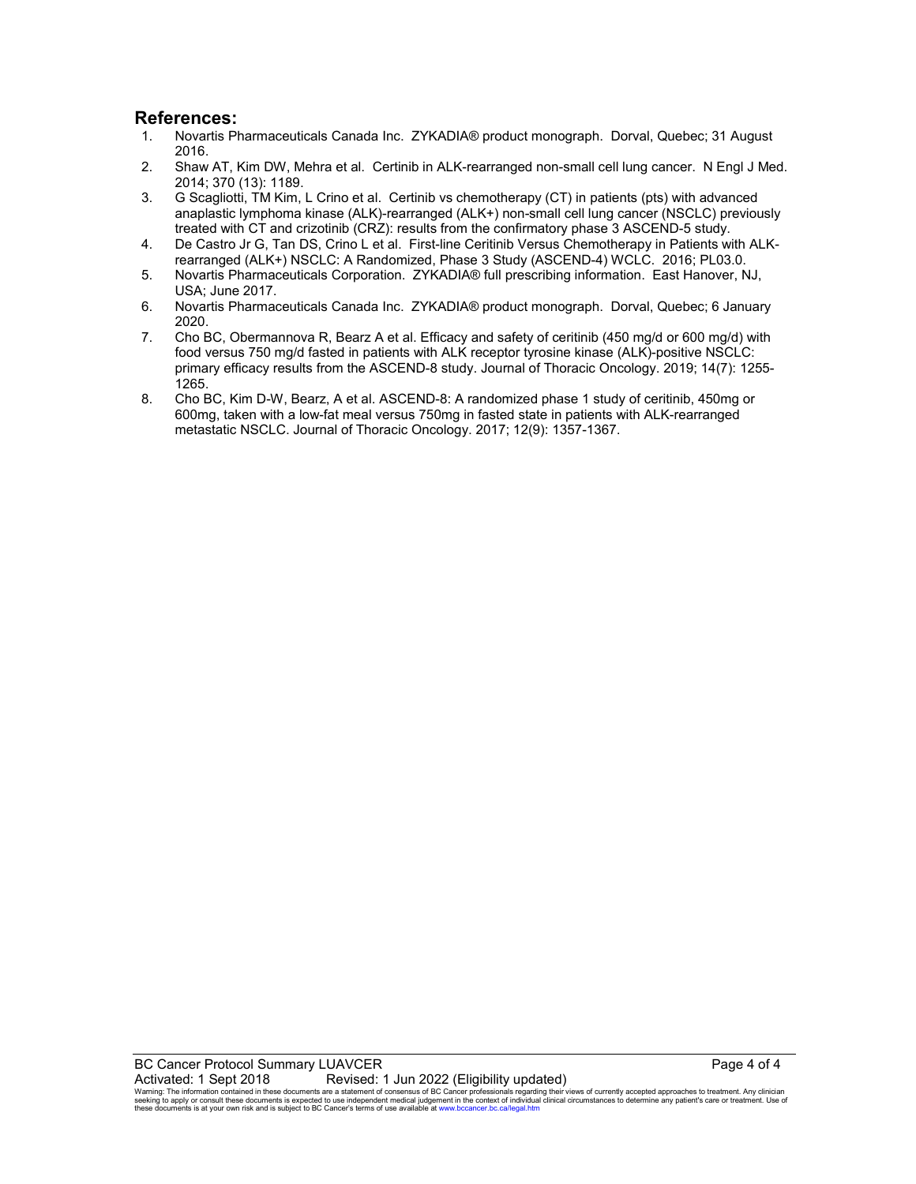## References:

1. Novartis Pharmaceuticals Canada Inc. ZYKADIA® product monograph. Dorval, Quebec; 31 August 2016.
2. Shaw AT, Kim DW, Mehra et al. Certinib in ALK-rearranged non-small cell lung cancer. N Engl J Med. 2014; 370 (13): 1189.
3. G Scagliotti, TM Kim, L Crino et al. Certinib vs chemotherapy (CT) in patients (pts) with advanced anaplastic lymphoma kinase (ALK)-rearranged (ALK+) non-small cell lung cancer (NSCLC) previously treated with CT and crizotinib (CRZ): results from the confirmatory phase 3 ASCEND-5 study.
4. De Castro Jr G, Tan DS, Crino L et al. First-line Ceritinib Versus Chemotherapy in Patients with ALK-rearranged (ALK+) NSCLC: A Randomized, Phase 3 Study (ASCEND-4) WCLC. 2016; PL03.0.
5. Novartis Pharmaceuticals Corporation. ZYKADIA® full prescribing information. East Hanover, NJ, USA; June 2017.
6. Novartis Pharmaceuticals Canada Inc. ZYKADIA® product monograph. Dorval, Quebec; 6 January 2020.
7. Cho BC, Obermannova R, Bearz A et al. Efficacy and safety of ceritinib (450 mg/d or 600 mg/d) with food versus 750 mg/d fasted in patients with ALK receptor tyrosine kinase (ALK)-positive NSCLC: primary efficacy results from the ASCEND-8 study. Journal of Thoracic Oncology. 2019; 14(7): 1255-1265.
8. Cho BC, Kim D-W, Bearz, A et al. ASCEND-8: A randomized phase 1 study of ceritinib, 450mg or 600mg, taken with a low-fat meal versus 750mg in fasted state in patients with ALK-rearranged metastatic NSCLC. Journal of Thoracic Oncology. 2017; 12(9): 1357-1367.